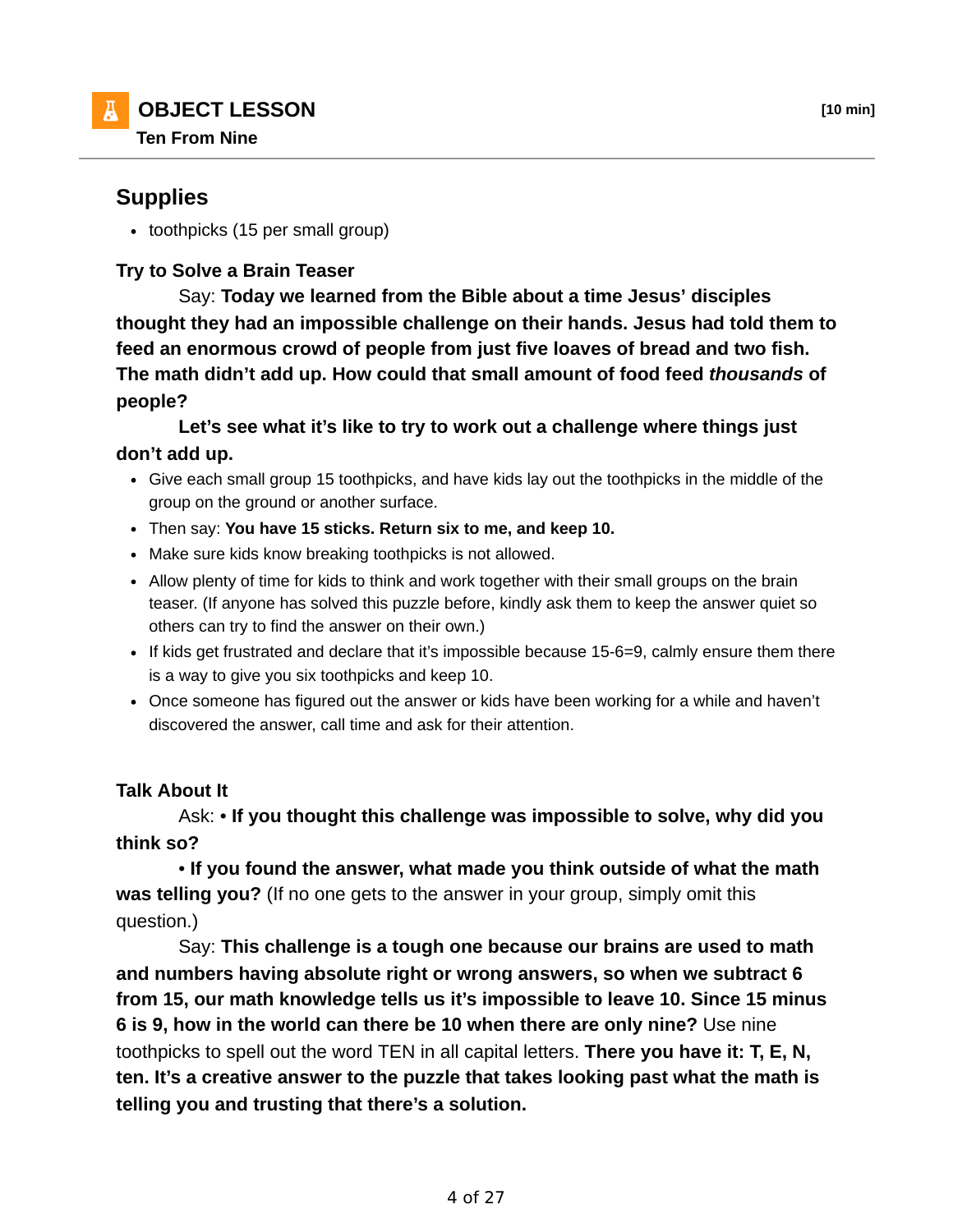## OBJECT LESSON

**Ten From Nine**

**[10 min]**

### Supplies

- toothpicks (15 per small group)

**Try to Solve a Brain Teaser**

Say: **Today we learned from the Bible about a time Jesus' disciples thought they had an impossible challenge on their hands. Jesus had told them to feed an enormous crowd of people from just five loaves of bread and two fish. The math didn't add up. How could that small amount of food feed *thousands* of people?**

**Let's see what it's like to try to work out a challenge where things just don't add up.**

- Give each small group 15 toothpicks, and have kids lay out the toothpicks in the middle of the group on the ground or another surface.
- Then say: **You have 15 sticks. Return six to me, and keep 10.**
- Make sure kids know breaking toothpicks is not allowed.
- Allow plenty of time for kids to think and work together with their small groups on the brain teaser. (If anyone has solved this puzzle before, kindly ask them to keep the answer quiet so others can try to find the answer on their own.)
- If kids get frustrated and declare that it's impossible because 15-6=9, calmly ensure them there is a way to give you six toothpicks and keep 10.
- Once someone has figured out the answer or kids have been working for a while and haven't discovered the answer, call time and ask for their attention.

**Talk About It**

Ask: • **If you thought this challenge was impossible to solve, why did you think so?**

• **If you found the answer, what made you think outside of what the math was telling you?** (If no one gets to the answer in your group, simply omit this question.)

Say: **This challenge is a tough one because our brains are used to math and numbers having absolute right or wrong answers, so when we subtract 6 from 15, our math knowledge tells us it's impossible to leave 10. Since 15 minus 6 is 9, how in the world can there be 10 when there are only nine?** Use nine toothpicks to spell out the word TEN in all capital letters. **There you have it: T, E, N, ten. It's a creative answer to the puzzle that takes looking past what the math is telling you and trusting that there's a solution.**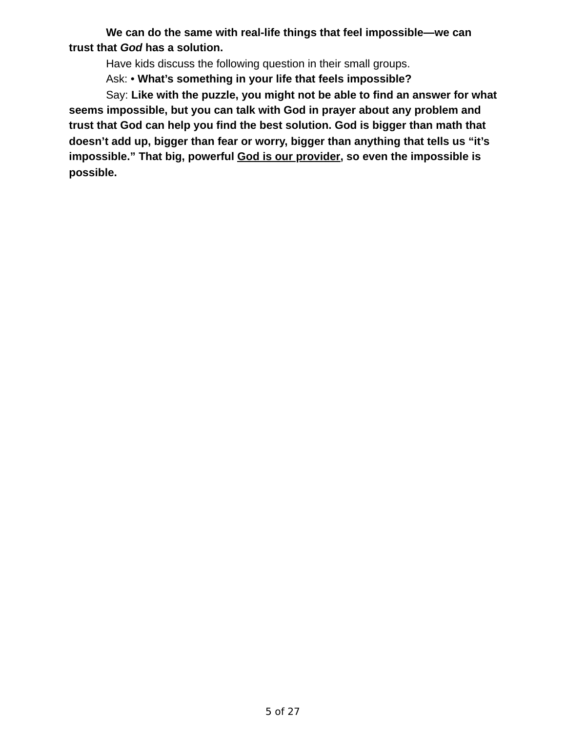**We can do the same with real-life things that feel impossible—we can trust that *God* has a solution.**

Have kids discuss the following question in their small groups.

Ask: • **What's something in your life that feels impossible?**

Say: **Like with the puzzle, you might not be able to find an answer for what seems impossible, but you can talk with God in prayer about any problem and trust that God can help you find the best solution. God is bigger than math that doesn't add up, bigger than fear or worry, bigger than anything that tells us "it's impossible." That big, powerful <u>God is our provider</u>, so even the impossible is possible.**